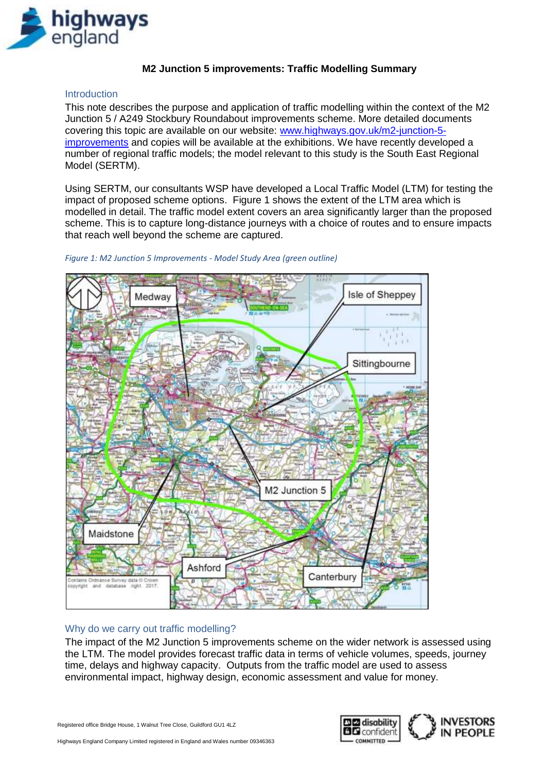# M2 Junction 5 improvements: Traffic Modelling Summary

## Introduction

This note describes the purpose and application of traffic modelling within the context of the M2 Junction 5 / A249 Stockbury Roundabout improvements scheme. More detailed documents covering this topic are available on our website: [www.highways.gov.uk/m2-junction-5-improvements](www.highways.gov.uk/m2-junction-5-improvements) and copies will be available at the exhibitions. We have recently developed a number of regional traffic models; the model relevant to this study is the South East Regional Model (SERTM).

Using SERTM, our consultants WSP have developed a Local Traffic Model (LTM) for testing the impact of proposed scheme options. Figure 1 shows the extent of the LTM area which is modelled in detail. The traffic model extent covers an area significantly larger than the proposed scheme. This is to capture long-distance journeys with a choice of routes and to ensure impacts that reach well beyond the scheme are captured.

*Figure 1: M2 Junction 5 Improvements - Model Study Area (green outline)*

## Why do we carry out traffic modelling?

The impact of the M2 Junction 5 improvements scheme on the wider network is assessed using the LTM. The model provides forecast traffic data in terms of vehicle volumes, speeds, journey time, delays and highway capacity. Outputs from the traffic model are used to assess environmental impact, highway design, economic assessment and value for money.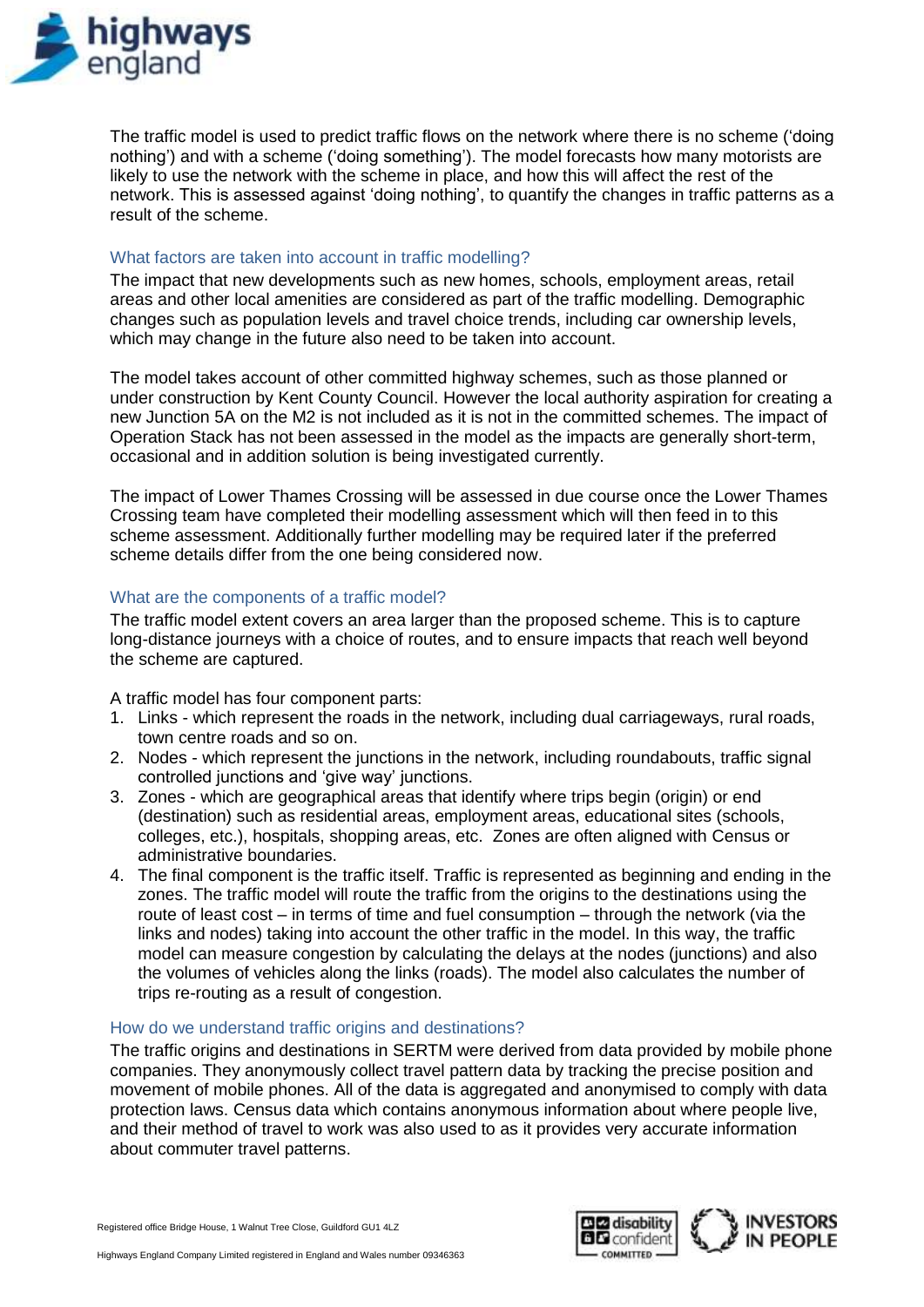The traffic model is used to predict traffic flows on the network where there is no scheme ('doing nothing') and with a scheme ('doing something'). The model forecasts how many motorists are likely to use the network with the scheme in place, and how this will affect the rest of the network. This is assessed against 'doing nothing', to quantify the changes in traffic patterns as a result of the scheme.

## What factors are taken into account in traffic modelling?

The impact that new developments such as new homes, schools, employment areas, retail areas and other local amenities are considered as part of the traffic modelling. Demographic changes such as population levels and travel choice trends, including car ownership levels, which may change in the future also need to be taken into account.

The model takes account of other committed highway schemes, such as those planned or under construction by Kent County Council. However the local authority aspiration for creating a new Junction 5A on the M2 is not included as it is not in the committed schemes. The impact of Operation Stack has not been assessed in the model as the impacts are generally short-term, occasional and in addition solution is being investigated currently.

The impact of Lower Thames Crossing will be assessed in due course once the Lower Thames Crossing team have completed their modelling assessment which will then feed in to this scheme assessment. Additionally further modelling may be required later if the preferred scheme details differ from the one being considered now.

## What are the components of a traffic model?

The traffic model extent covers an area larger than the proposed scheme. This is to capture long-distance journeys with a choice of routes, and to ensure impacts that reach well beyond the scheme are captured.

A traffic model has four component parts:

1. Links - which represent the roads in the network, including dual carriageways, rural roads, town centre roads and so on.
2. Nodes - which represent the junctions in the network, including roundabouts, traffic signal controlled junctions and 'give way' junctions.
3. Zones - which are geographical areas that identify where trips begin (origin) or end (destination) such as residential areas, employment areas, educational sites (schools, colleges, etc.), hospitals, shopping areas, etc. Zones are often aligned with Census or administrative boundaries.
4. The final component is the traffic itself. Traffic is represented as beginning and ending in the zones. The traffic model will route the traffic from the origins to the destinations using the route of least cost – in terms of time and fuel consumption – through the network (via the links and nodes) taking into account the other traffic in the model. In this way, the traffic model can measure congestion by calculating the delays at the nodes (junctions) and also the volumes of vehicles along the links (roads). The model also calculates the number of trips re-routing as a result of congestion.

## How do we understand traffic origins and destinations?

The traffic origins and destinations in SERTM were derived from data provided by mobile phone companies. They anonymously collect travel pattern data by tracking the precise position and movement of mobile phones. All of the data is aggregated and anonymised to comply with data protection laws. Census data which contains anonymous information about where people live, and their method of travel to work was also used to as it provides very accurate information about commuter travel patterns.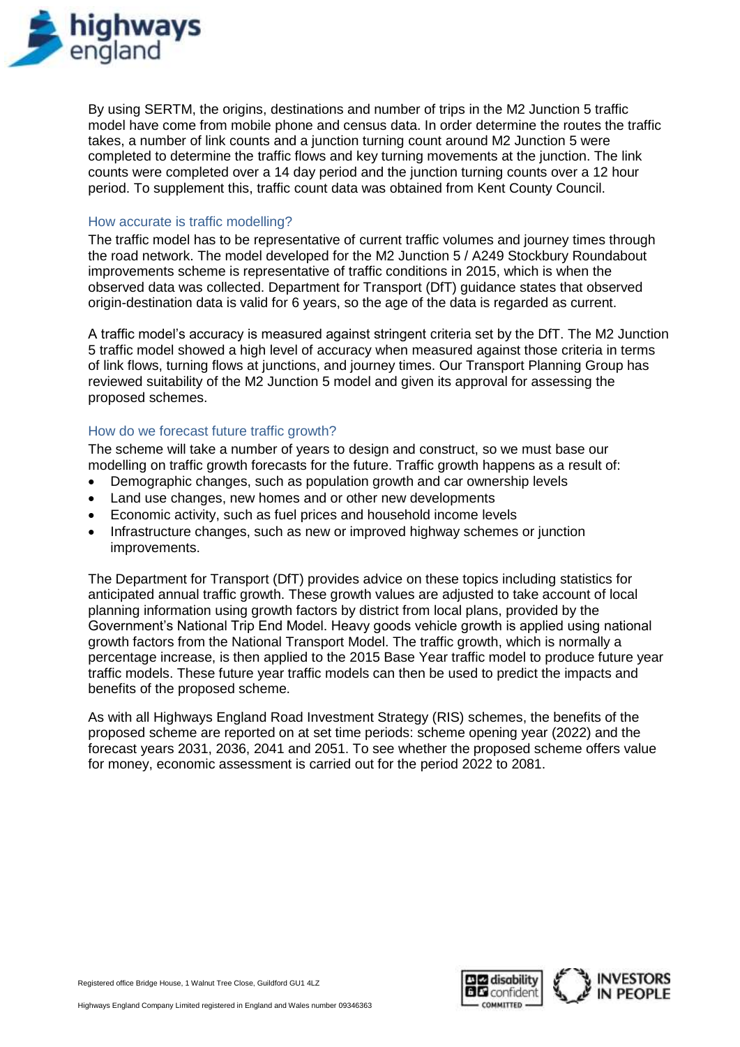By using SERTM, the origins, destinations and number of trips in the M2 Junction 5 traffic model have come from mobile phone and census data. In order determine the routes the traffic takes, a number of link counts and a junction turning count around M2 Junction 5 were completed to determine the traffic flows and key turning movements at the junction. The link counts were completed over a 14 day period and the junction turning counts over a 12 hour period. To supplement this, traffic count data was obtained from Kent County Council.

### How accurate is traffic modelling?

The traffic model has to be representative of current traffic volumes and journey times through the road network. The model developed for the M2 Junction 5 / A249 Stockbury Roundabout improvements scheme is representative of traffic conditions in 2015, which is when the observed data was collected. Department for Transport (DfT) guidance states that observed origin-destination data is valid for 6 years, so the age of the data is regarded as current.

A traffic model's accuracy is measured against stringent criteria set by the DfT. The M2 Junction 5 traffic model showed a high level of accuracy when measured against those criteria in terms of link flows, turning flows at junctions, and journey times. Our Transport Planning Group has reviewed suitability of the M2 Junction 5 model and given its approval for assessing the proposed schemes.

### How do we forecast future traffic growth?

The scheme will take a number of years to design and construct, so we must base our modelling on traffic growth forecasts for the future. Traffic growth happens as a result of:

- Demographic changes, such as population growth and car ownership levels
- Land use changes, new homes and or other new developments
- Economic activity, such as fuel prices and household income levels
- Infrastructure changes, such as new or improved highway schemes or junction improvements.

The Department for Transport (DfT) provides advice on these topics including statistics for anticipated annual traffic growth. These growth values are adjusted to take account of local planning information using growth factors by district from local plans, provided by the Government's National Trip End Model. Heavy goods vehicle growth is applied using national growth factors from the National Transport Model. The traffic growth, which is normally a percentage increase, is then applied to the 2015 Base Year traffic model to produce future year traffic models. These future year traffic models can then be used to predict the impacts and benefits of the proposed scheme.

As with all Highways England Road Investment Strategy (RIS) schemes, the benefits of the proposed scheme are reported on at set time periods: scheme opening year (2022) and the forecast years 2031, 2036, 2041 and 2051. To see whether the proposed scheme offers value for money, economic assessment is carried out for the period 2022 to 2081.